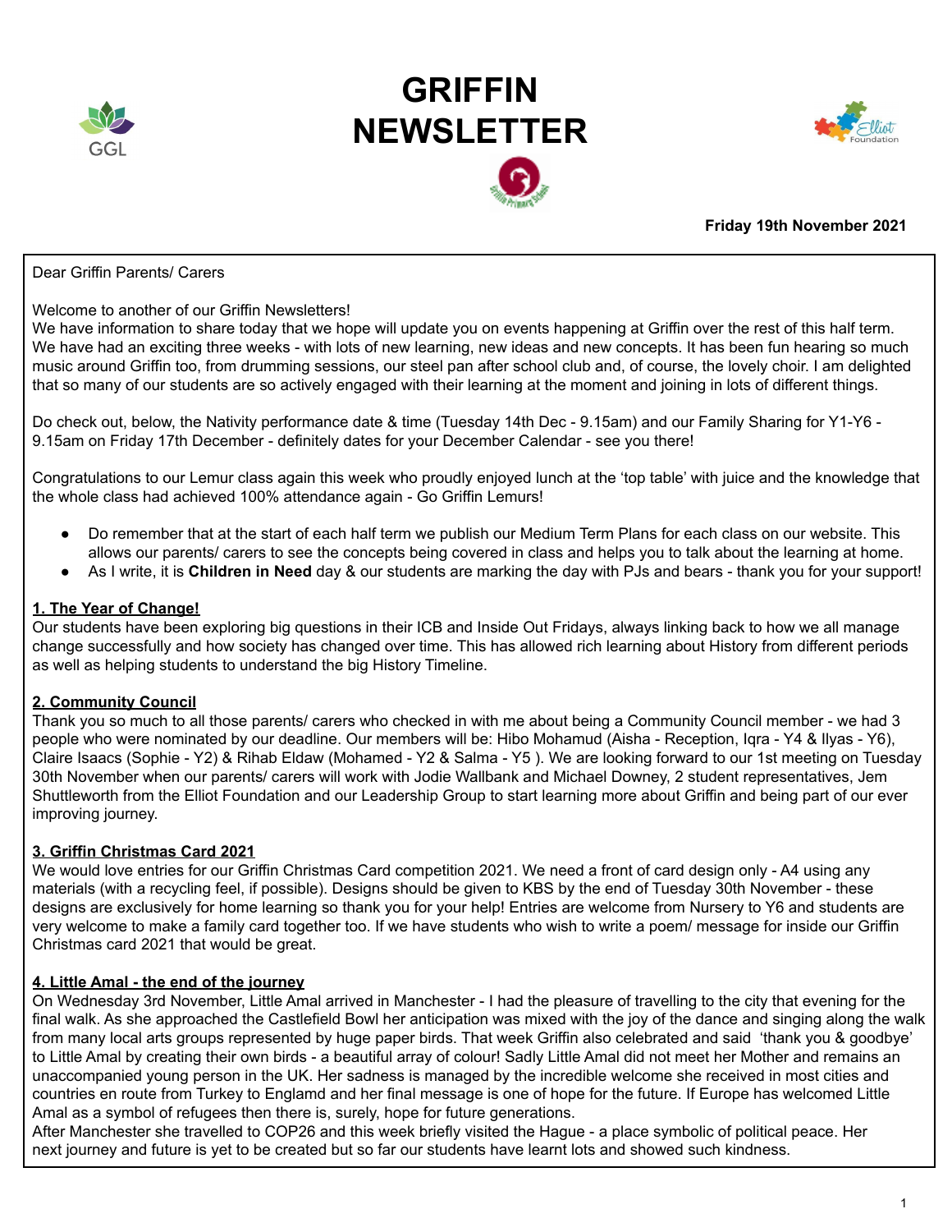# GRIFFIN NEWSLETTER

**Friday 19th November 2021**

Dear Griffin Parents/ Carers

Welcome to another of our Griffin Newsletters!
We have information to share today that we hope will update you on events happening at Griffin over the rest of this half term. We have had an exciting three weeks - with lots of new learning, new ideas and new concepts. It has been fun hearing so much music around Griffin too, from drumming sessions, our steel pan after school club and, of course, the lovely choir. I am delighted that so many of our students are so actively engaged with their learning at the moment and joining in lots of different things.

Do check out, below, the Nativity performance date & time (Tuesday 14th Dec - 9.15am) and our Family Sharing for Y1-Y6 - 9.15am on Friday 17th December - definitely dates for your December Calendar - see you there!

Congratulations to our Lemur class again this week who proudly enjoyed lunch at the 'top table' with juice and the knowledge that the whole class had achieved 100% attendance again - Go Griffin Lemurs!

- Do remember that at the start of each half term we publish our Medium Term Plans for each class on our website. This allows our parents/ carers to see the concepts being covered in class and helps you to talk about the learning at home.
- As I write, it is **Children in Need** day & our students are marking the day with PJs and bears - thank you for your support!

**1. The Year of Change!**

Our students have been exploring big questions in their ICB and Inside Out Fridays, always linking back to how we all manage change successfully and how society has changed over time. This has allowed rich learning about History from different periods as well as helping students to understand the big History Timeline.

**2. Community Council**

Thank you so much to all those parents/ carers who checked in with me about being a Community Council member - we had 3 people who were nominated by our deadline. Our members will be: Hibo Mohamud (Aisha - Reception, Iqra - Y4 & Ilyas - Y6), Claire Isaacs (Sophie - Y2) & Rihab Eldaw (Mohamed - Y2 & Salma - Y5 ). We are looking forward to our 1st meeting on Tuesday 30th November when our parents/ carers will work with Jodie Wallbank and Michael Downey, 2 student representatives, Jem Shuttleworth from the Elliot Foundation and our Leadership Group to start learning more about Griffin and being part of our ever improving journey.

**3. Griffin Christmas Card 2021**

We would love entries for our Griffin Christmas Card competition 2021. We need a front of card design only - A4 using any materials (with a recycling feel, if possible). Designs should be given to KBS by the end of Tuesday 30th November - these designs are exclusively for home learning so thank you for your help! Entries are welcome from Nursery to Y6 and students are very welcome to make a family card together too. If we have students who wish to write a poem/ message for inside our Griffin Christmas card 2021 that would be great.

**4. Little Amal - the end of the journey**

On Wednesday 3rd November, Little Amal arrived in Manchester - I had the pleasure of travelling to the city that evening for the final walk. As she approached the Castlefield Bowl her anticipation was mixed with the joy of the dance and singing along the walk from many local arts groups represented by huge paper birds. That week Griffin also celebrated and said 'thank you & goodbye' to Little Amal by creating their own birds - a beautiful array of colour! Sadly Little Amal did not meet her Mother and remains an unaccompanied young person in the UK. Her sadness is managed by the incredible welcome she received in most cities and countries en route from Turkey to Englamd and her final message is one of hope for the future. If Europe has welcomed Little Amal as a symbol of refugees then there is, surely, hope for future generations.
After Manchester she travelled to COP26 and this week briefly visited the Hague - a place symbolic of political peace. Her next journey and future is yet to be created but so far our students have learnt lots and showed such kindness.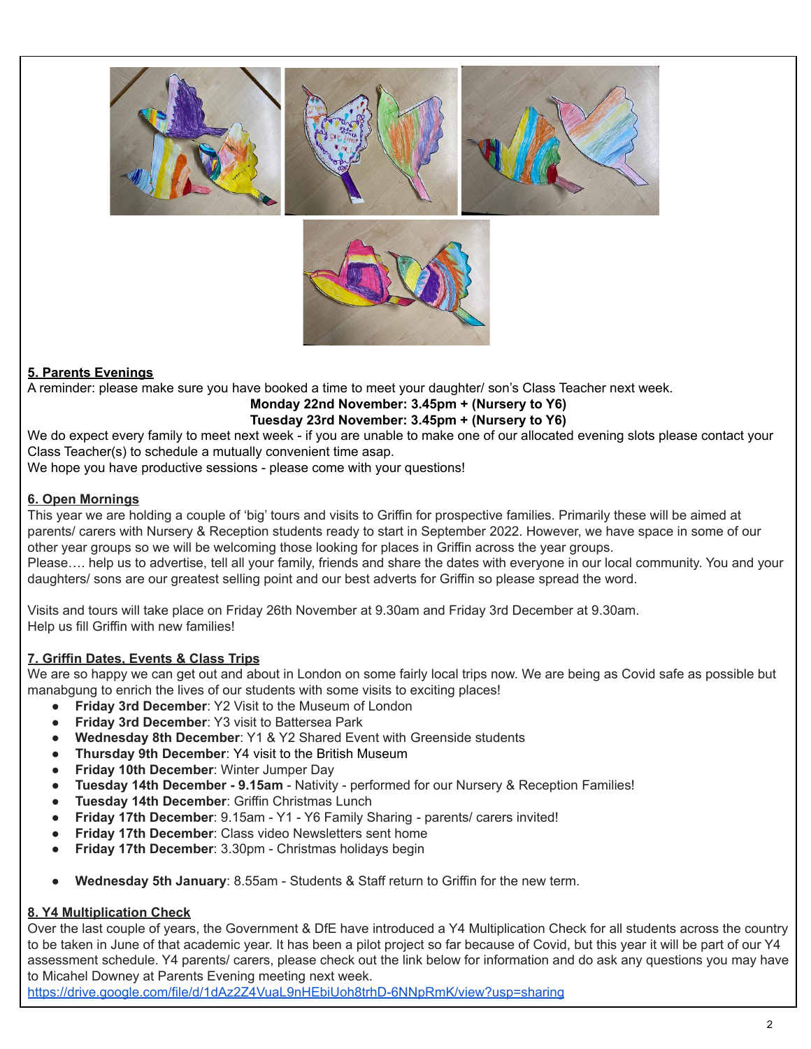## 5. Parents Evenings

A reminder: please make sure you have booked a time to meet your daughter/ son's Class Teacher next week.

**Monday 22nd November: 3.45pm + (Nursery to Y6)**
**Tuesday 23rd November: 3.45pm + (Nursery to Y6)**

We do expect every family to meet next week - if you are unable to make one of our allocated evening slots please contact your Class Teacher(s) to schedule a mutually convenient time asap.
We hope you have productive sessions - please come with your questions!

## 6. Open Mornings

This year we are holding a couple of 'big' tours and visits to Griffin for prospective families. Primarily these will be aimed at parents/ carers with Nursery & Reception students ready to start in September 2022. However, we have space in some of our other year groups so we will be welcoming those looking for places in Griffin across the year groups.
Please…. help us to advertise, tell all your family, friends and share the dates with everyone in our local community. You and your daughters/ sons are our greatest selling point and our best adverts for Griffin so please spread the word.

Visits and tours will take place on Friday 26th November at 9.30am and Friday 3rd December at 9.30am.
Help us fill Griffin with new families!

## 7. Griffin Dates, Events & Class Trips

We are so happy we can get out and about in London on some fairly local trips now. We are being as Covid safe as possible but manabgung to enrich the lives of our students with some visits to exciting places!

- **Friday 3rd December**: Y2 Visit to the Museum of London
- **Friday 3rd December**: Y3 visit to Battersea Park
- **Wednesday 8th December**: Y1 & Y2 Shared Event with Greenside students
- **Thursday 9th December**: Y4 visit to the British Museum
- **Friday 10th December**: Winter Jumper Day
- **Tuesday 14th December - 9.15am** - Nativity - performed for our Nursery & Reception Families!
- **Tuesday 14th December**: Griffin Christmas Lunch
- **Friday 17th December**: 9.15am - Y1 - Y6 Family Sharing - parents/ carers invited!
- **Friday 17th December**: Class video Newsletters sent home
- **Friday 17th December**: 3.30pm - Christmas holidays begin

- **Wednesday 5th January**: 8.55am - Students & Staff return to Griffin for the new term.

## 8. Y4 Multiplication Check

Over the last couple of years, the Government & DfE have introduced a Y4 Multiplication Check for all students across the country to be taken in June of that academic year. It has been a pilot project so far because of Covid, but this year it will be part of our Y4 assessment schedule. Y4 parents/ carers, please check out the link below for information and do ask any questions you may have to Micahel Downey at Parents Evening meeting next week.
https://drive.google.com/file/d/1dAz2Z4VuaL9nHEbiUoh8trhD-6NNpRmK/view?usp=sharing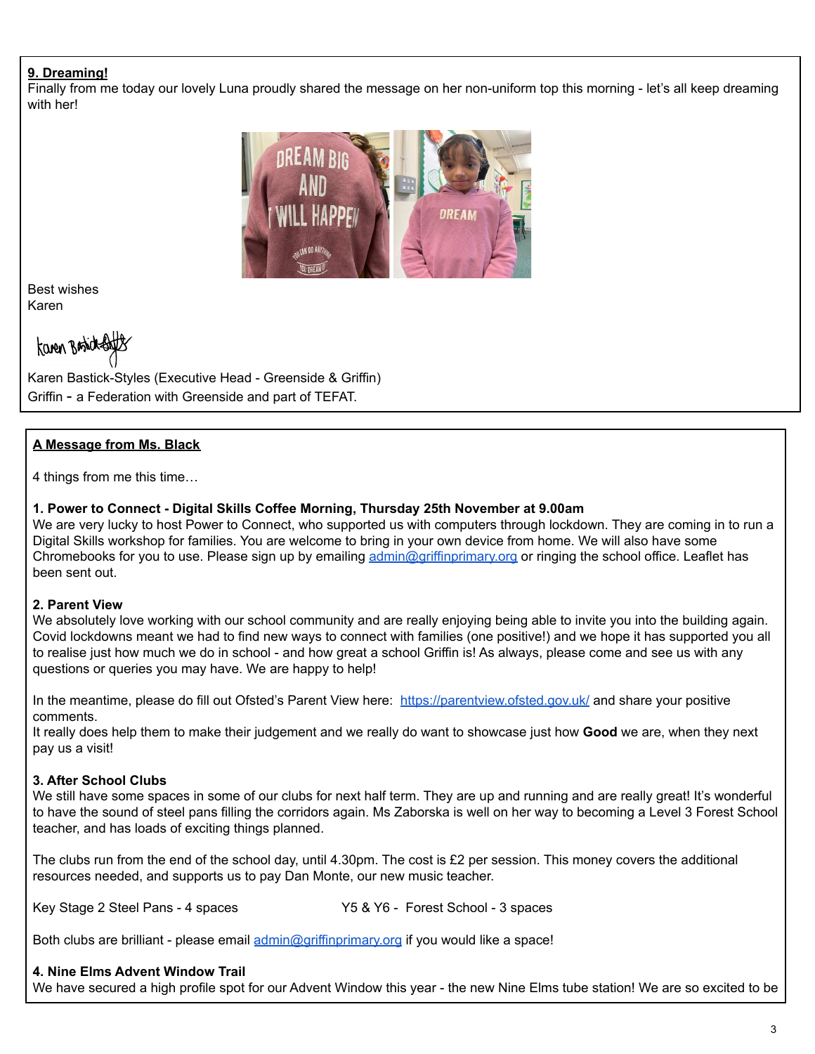**9. Dreaming!**

Finally from me today our lovely Luna proudly shared the message on her non-uniform top this morning - let's all keep dreaming with her!

Best wishes
Karen

Karen Bastick-Styles (Executive Head - Greenside & Griffin)
Griffin - a Federation with Greenside and part of TEFAT.

**A Message from Ms. Black**

4 things from me this time…

**1. Power to Connect - Digital Skills Coffee Morning, Thursday 25th November at 9.00am**

We are very lucky to host Power to Connect, who supported us with computers through lockdown. They are coming in to run a Digital Skills workshop for families. You are welcome to bring in your own device from home. We will also have some Chromebooks for you to use. Please sign up by emailing admin@griffinprimary.org or ringing the school office. Leaflet has been sent out.

**2. Parent View**

We absolutely love working with our school community and are really enjoying being able to invite you into the building again. Covid lockdowns meant we had to find new ways to connect with families (one positive!) and we hope it has supported you all to realise just how much we do in school - and how great a school Griffin is! As always, please come and see us with any questions or queries you may have. We are happy to help!

In the meantime, please do fill out Ofsted's Parent View here: https://parentview.ofsted.gov.uk/ and share your positive comments.
It really does help them to make their judgement and we really do want to showcase just how **Good** we are, when they next pay us a visit!

**3. After School Clubs**

We still have some spaces in some of our clubs for next half term. They are up and running and are really great! It's wonderful to have the sound of steel pans filling the corridors again. Ms Zaborska is well on her way to becoming a Level 3 Forest School teacher, and has loads of exciting things planned.

The clubs run from the end of the school day, until 4.30pm. The cost is £2 per session. This money covers the additional resources needed, and supports us to pay Dan Monte, our new music teacher.

Key Stage 2 Steel Pans - 4 spaces

Y5 & Y6 - Forest School - 3 spaces

Both clubs are brilliant - please email admin@griffinprimary.org if you would like a space!

**4. Nine Elms Advent Window Trail**

We have secured a high profile spot for our Advent Window this year - the new Nine Elms tube station! We are so excited to be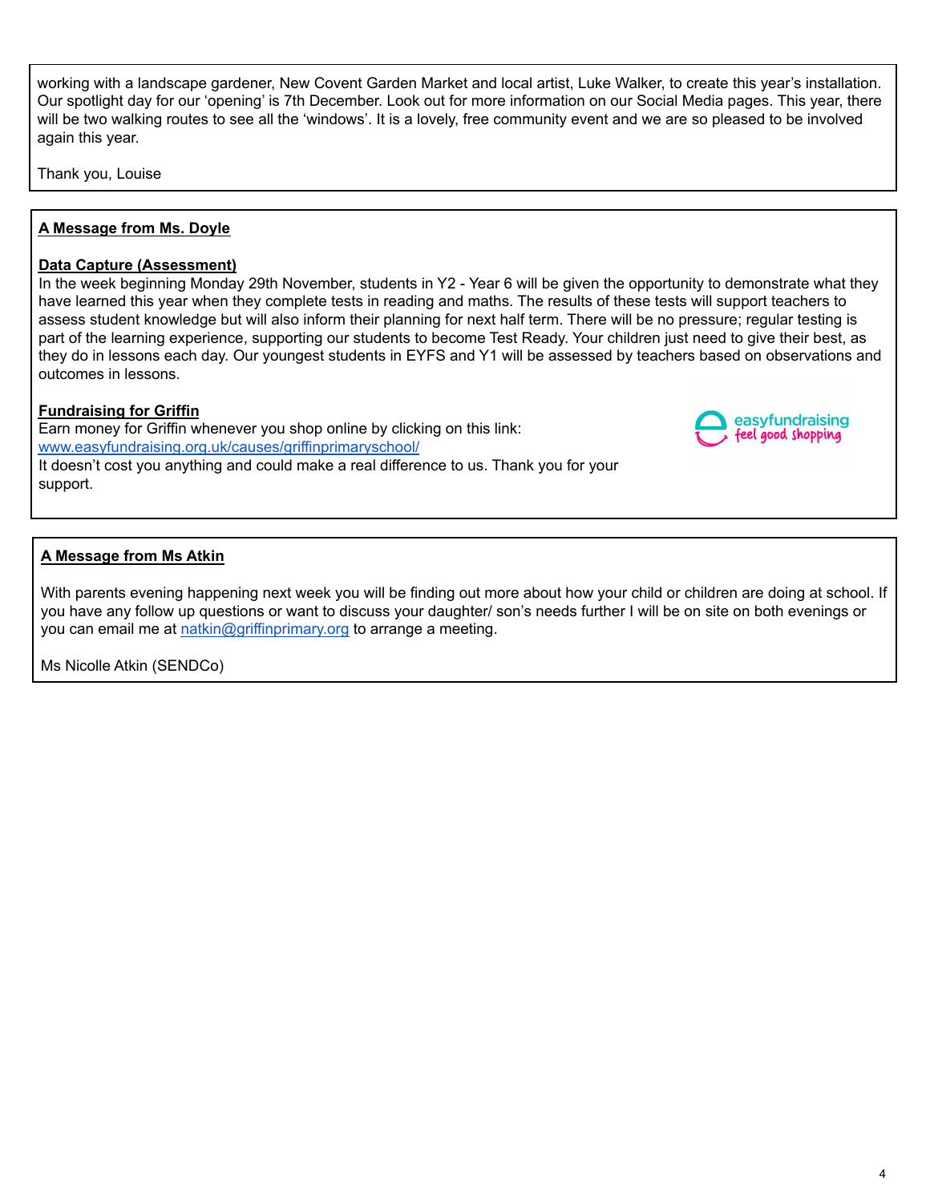working with a landscape gardener, New Covent Garden Market and local artist, Luke Walker, to create this year's installation. Our spotlight day for our 'opening' is 7th December. Look out for more information on our Social Media pages. This year, there will be two walking routes to see all the 'windows'. It is a lovely, free community event and we are so pleased to be involved again this year.

Thank you, Louise

## A Message from Ms. Doyle

### Data Capture (Assessment)

In the week beginning Monday 29th November, students in Y2 - Year 6 will be given the opportunity to demonstrate what they have learned this year when they complete tests in reading and maths. The results of these tests will support teachers to assess student knowledge but will also inform their planning for next half term. There will be no pressure; regular testing is part of the learning experience, supporting our students to become Test Ready. Your children just need to give their best, as they do in lessons each day. Our youngest students in EYFS and Y1 will be assessed by teachers based on observations and outcomes in lessons.

### Fundraising for Griffin

Earn money for Griffin whenever you shop online by clicking on this link:
[www.easyfundraising.org.uk/causes/griffinprimaryschool/](http://www.easyfundraising.org.uk/causes/griffinprimaryschool/)
It doesn't cost you anything and could make a real difference to us. Thank you for your support.

easyfundraising
feel good shopping

## A Message from Ms Atkin

With parents evening happening next week you will be finding out more about how your child or children are doing at school. If you have any follow up questions or want to discuss your daughter/ son's needs further I will be on site on both evenings or you can email me at [natkin@griffinprimary.org](mailto:natkin@griffinprimary.org) to arrange a meeting.

Ms Nicolle Atkin (SENDCo)